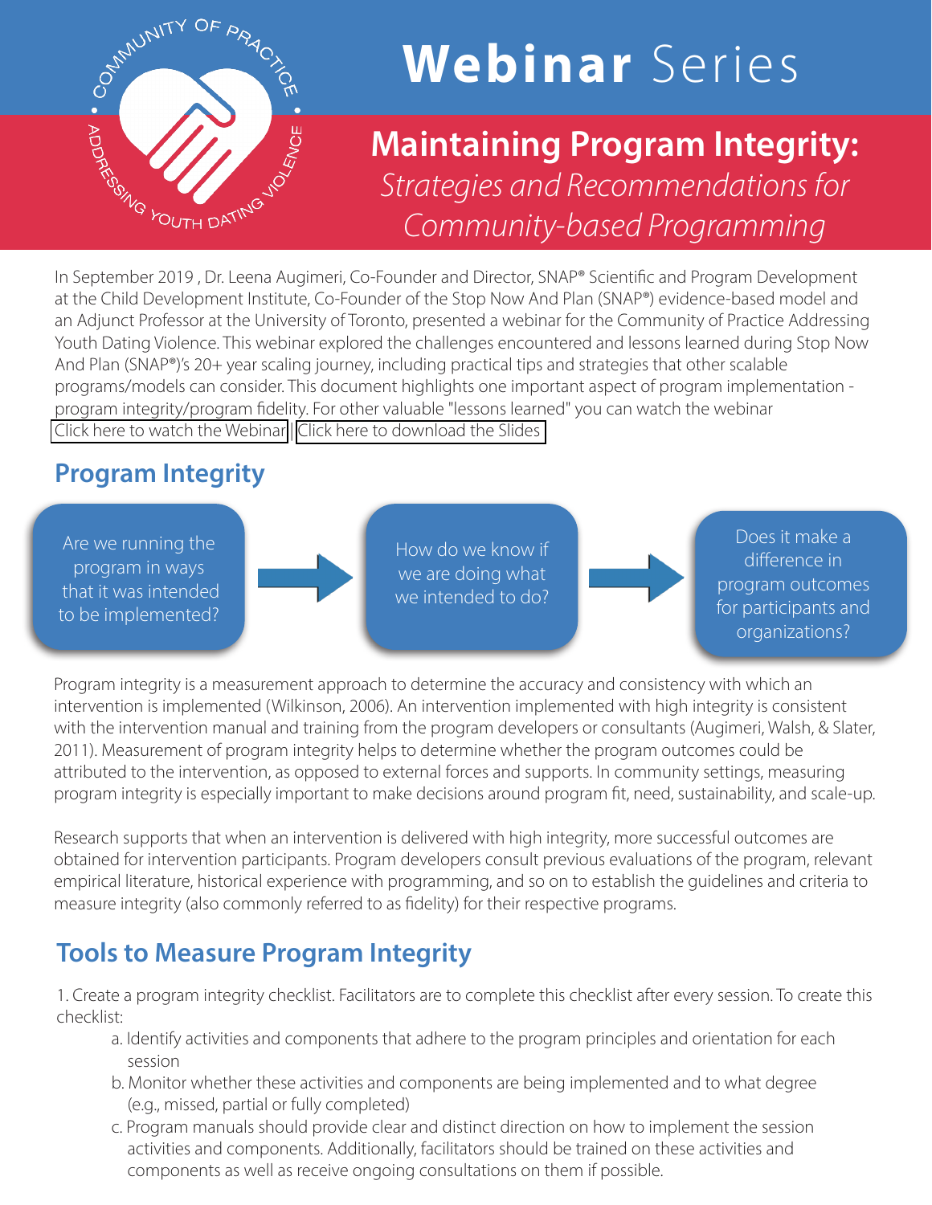COMMUNITY OF PRACTICE • ADDRESSING YOUTH DATING VIOLENCE •

# **Webinar** Series

## **Maintaining Program Integrity:** *Strategies and Recommendations for Community-based Programming*

In September 2019 , Dr. Leena Augimeri, Co-Founder and Director, SNAP® Scientific and Program Development at the Child Development Institute, Co-Founder of the Stop Now And Plan (SNAP®) evidence-based model and an Adjunct Professor at the University of Toronto, presented a webinar for the Community of Practice Addressing Youth Dating Violence. This webinar explored the challenges encountered and lessons learned during Stop Now And Plan (SNAP®)'s 20+ year scaling journey, including practical tips and strategies that other scalable programs/models can consider. This document highlights one important aspect of program implementation - program integrity/program fidelity. For other valuable "lessons learned" you can watch the webinar

Click here to watch the Webinar | Click here to download the Slides

## Program Integrity

Are we running the program in ways that it was intended to be implemented? → How do we know if we are doing what we intended to do? → Does it make a difference in program outcomes for participants and organizations?

Program integrity is a measurement approach to determine the accuracy and consistency with which an intervention is implemented (Wilkinson, 2006). An intervention implemented with high integrity is consistent with the intervention manual and training from the program developers or consultants (Augimeri, Walsh, & Slater, 2011). Measurement of program integrity helps to determine whether the program outcomes could be attributed to the intervention, as opposed to external forces and supports. In community settings, measuring program integrity is especially important to make decisions around program fit, need, sustainability, and scale-up.

Research supports that when an intervention is delivered with high integrity, more successful outcomes are obtained for intervention participants. Program developers consult previous evaluations of the program, relevant empirical literature, historical experience with programming, and so on to establish the guidelines and criteria to measure integrity (also commonly referred to as fidelity) for their respective programs.

## Tools to Measure Program Integrity

1. Create a program integrity checklist. Facilitators are to complete this checklist after every session. To create this checklist:
   a. Identify activities and components that adhere to the program principles and orientation for each session
   b. Monitor whether these activities and components are being implemented and to what degree (e.g., missed, partial or fully completed)
   c. Program manuals should provide clear and distinct direction on how to implement the session activities and components. Additionally, facilitators should be trained on these activities and components as well as receive ongoing consultations on them if possible.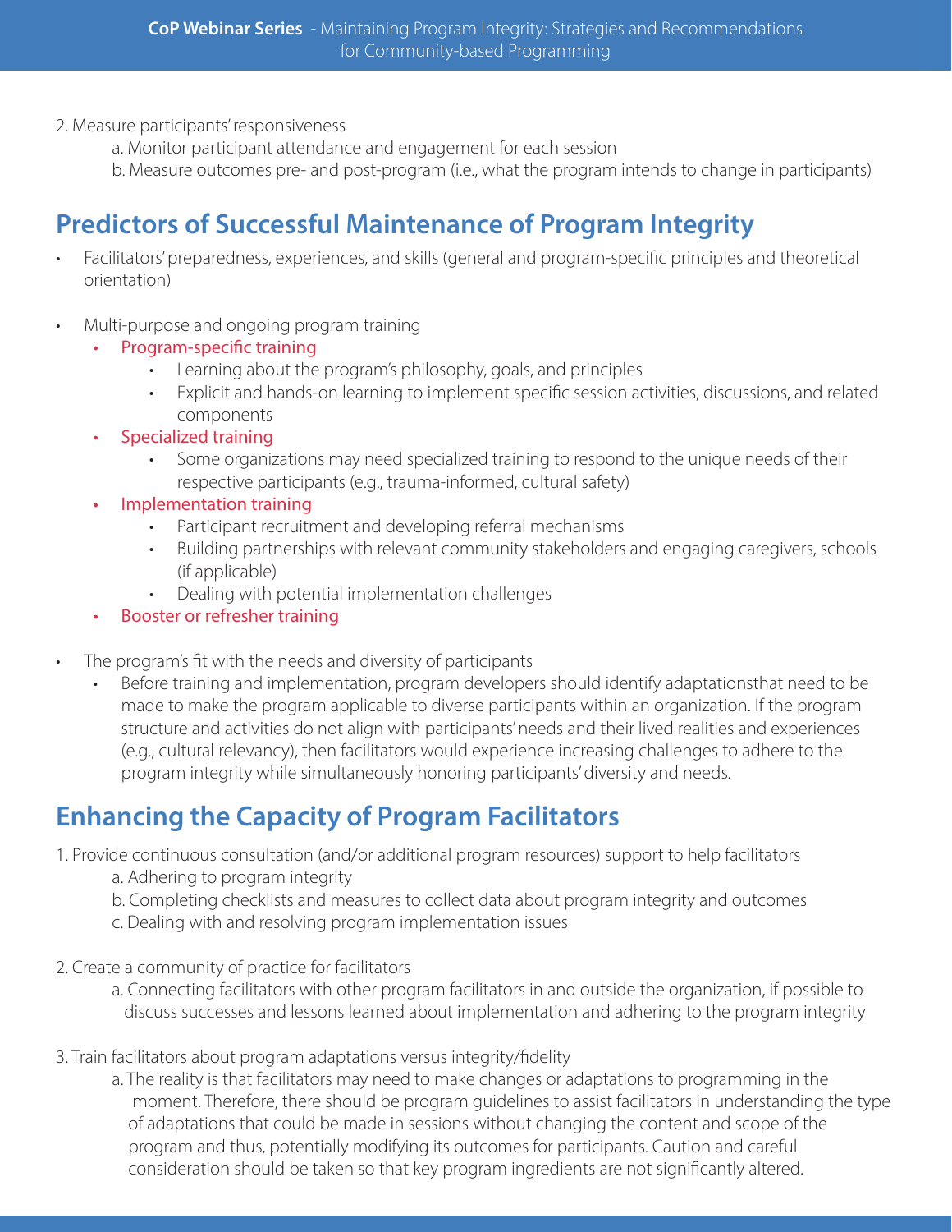2. Measure participants' responsiveness
    a. Monitor participant attendance and engagement for each session
    b. Measure outcomes pre- and post-program (i.e., what the program intends to change in participants)

## Predictors of Successful Maintenance of Program Integrity

- Facilitators' preparedness, experiences, and skills (general and program-specific principles and theoretical orientation)

- Multi-purpose and ongoing program training
    - Program-specific training
        - Learning about the program's philosophy, goals, and principles
        - Explicit and hands-on learning to implement specific session activities, discussions, and related components
    - Specialized training
        - Some organizations may need specialized training to respond to the unique needs of their respective participants (e.g., trauma-informed, cultural safety)
    - Implementation training
        - Participant recruitment and developing referral mechanisms
        - Building partnerships with relevant community stakeholders and engaging caregivers, schools (if applicable)
        - Dealing with potential implementation challenges
    - Booster or refresher training

- The program's fit with the needs and diversity of participants
    - Before training and implementation, program developers should identify adaptationsthat need to be made to make the program applicable to diverse participants within an organization. If the program structure and activities do not align with participants' needs and their lived realities and experiences (e.g., cultural relevancy), then facilitators would experience increasing challenges to adhere to the program integrity while simultaneously honoring participants' diversity and needs.

## Enhancing the Capacity of Program Facilitators

1. Provide continuous consultation (and/or additional program resources) support to help facilitators
    a. Adhering to program integrity
    b. Completing checklists and measures to collect data about program integrity and outcomes
    c. Dealing with and resolving program implementation issues

2. Create a community of practice for facilitators
    a. Connecting facilitators with other program facilitators in and outside the organization, if possible to discuss successes and lessons learned about implementation and adhering to the program integrity

3. Train facilitators about program adaptations versus integrity/fidelity
    a. The reality is that facilitators may need to make changes or adaptations to programming in the moment. Therefore, there should be program guidelines to assist facilitators in understanding the type of adaptations that could be made in sessions without changing the content and scope of the program and thus, potentially modifying its outcomes for participants. Caution and careful consideration should be taken so that key program ingredients are not significantly altered.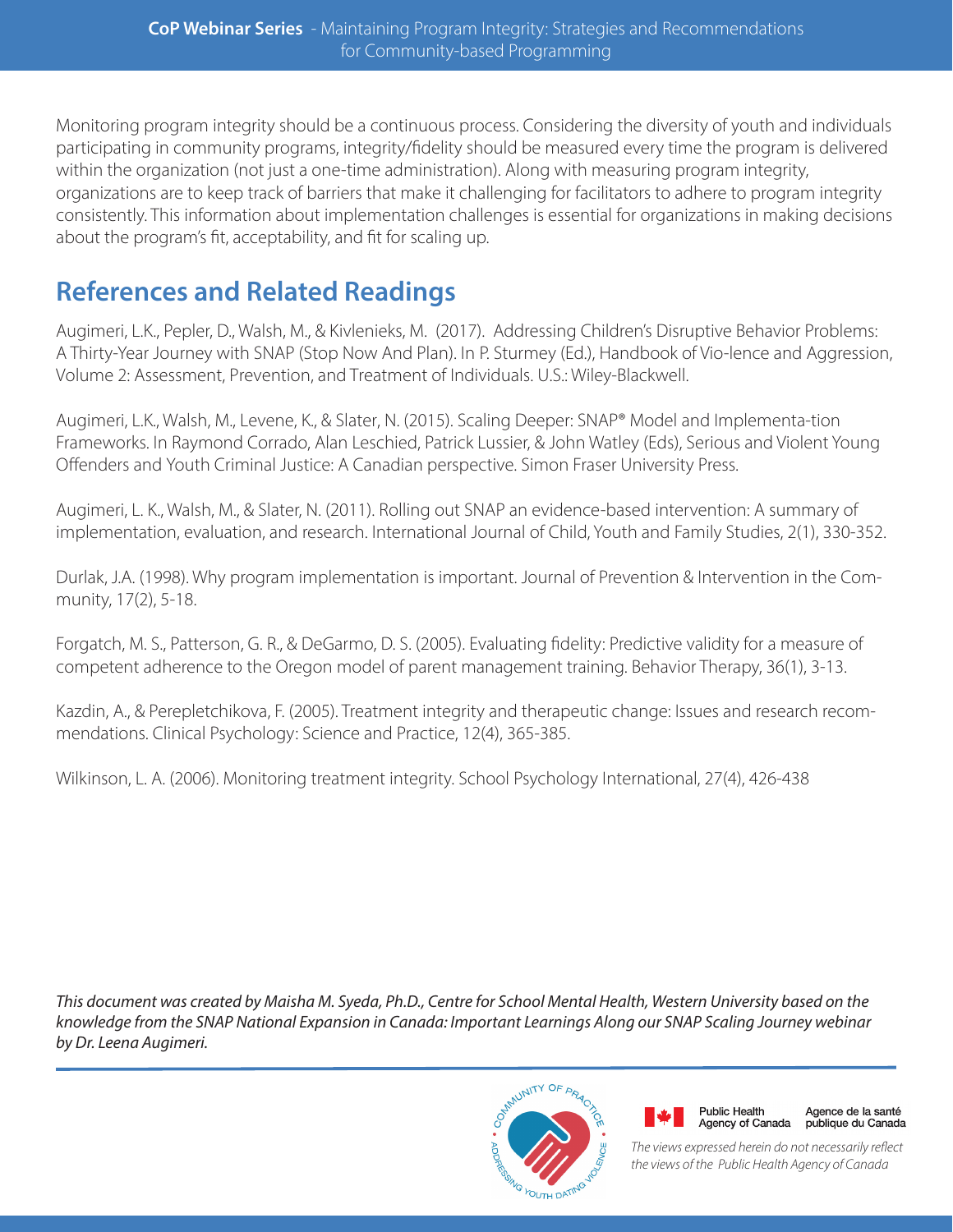Monitoring program integrity should be a continuous process. Considering the diversity of youth and individuals participating in community programs, integrity/fidelity should be measured every time the program is delivered within the organization (not just a one-time administration). Along with measuring program integrity, organizations are to keep track of barriers that make it challenging for facilitators to adhere to program integrity consistently. This information about implementation challenges is essential for organizations in making decisions about the program's fit, acceptability, and fit for scaling up.

## References and Related Readings

Augimeri, L.K., Pepler, D., Walsh, M., & Kivlenieks, M. (2017). Addressing Children's Disruptive Behavior Problems: A Thirty-Year Journey with SNAP (Stop Now And Plan). In P. Sturmey (Ed.), Handbook of Vio-lence and Aggression, Volume 2: Assessment, Prevention, and Treatment of Individuals. U.S.: Wiley-Blackwell.

Augimeri, L.K., Walsh, M., Levene, K., & Slater, N. (2015). Scaling Deeper: SNAP® Model and Implementa-tion Frameworks. In Raymond Corrado, Alan Leschied, Patrick Lussier, & John Watley (Eds), Serious and Violent Young Offenders and Youth Criminal Justice: A Canadian perspective. Simon Fraser University Press.

Augimeri, L. K., Walsh, M., & Slater, N. (2011). Rolling out SNAP an evidence-based intervention: A summary of implementation, evaluation, and research. International Journal of Child, Youth and Family Studies, 2(1), 330-352.

Durlak, J.A. (1998). Why program implementation is important. Journal of Prevention & Intervention in the Community, 17(2), 5-18.

Forgatch, M. S., Patterson, G. R., & DeGarmo, D. S. (2005). Evaluating fidelity: Predictive validity for a measure of competent adherence to the Oregon model of parent management training. Behavior Therapy, 36(1), 3-13.

Kazdin, A., & Perepletchikova, F. (2005). Treatment integrity and therapeutic change: Issues and research recommendations. Clinical Psychology: Science and Practice, 12(4), 365-385.

Wilkinson, L. A. (2006). Monitoring treatment integrity. School Psychology International, 27(4), 426-438

*This document was created by Maisha M. Syeda, Ph.D., Centre for School Mental Health, Western University based on the knowledge from the SNAP National Expansion in Canada: Important Learnings Along our SNAP Scaling Journey webinar by Dr. Leena Augimeri.*

Public Health Agency of Canada | Agence de la santé publique du Canada

*The views expressed herein do not necessarily reflect the views of the Public Health Agency of Canada*